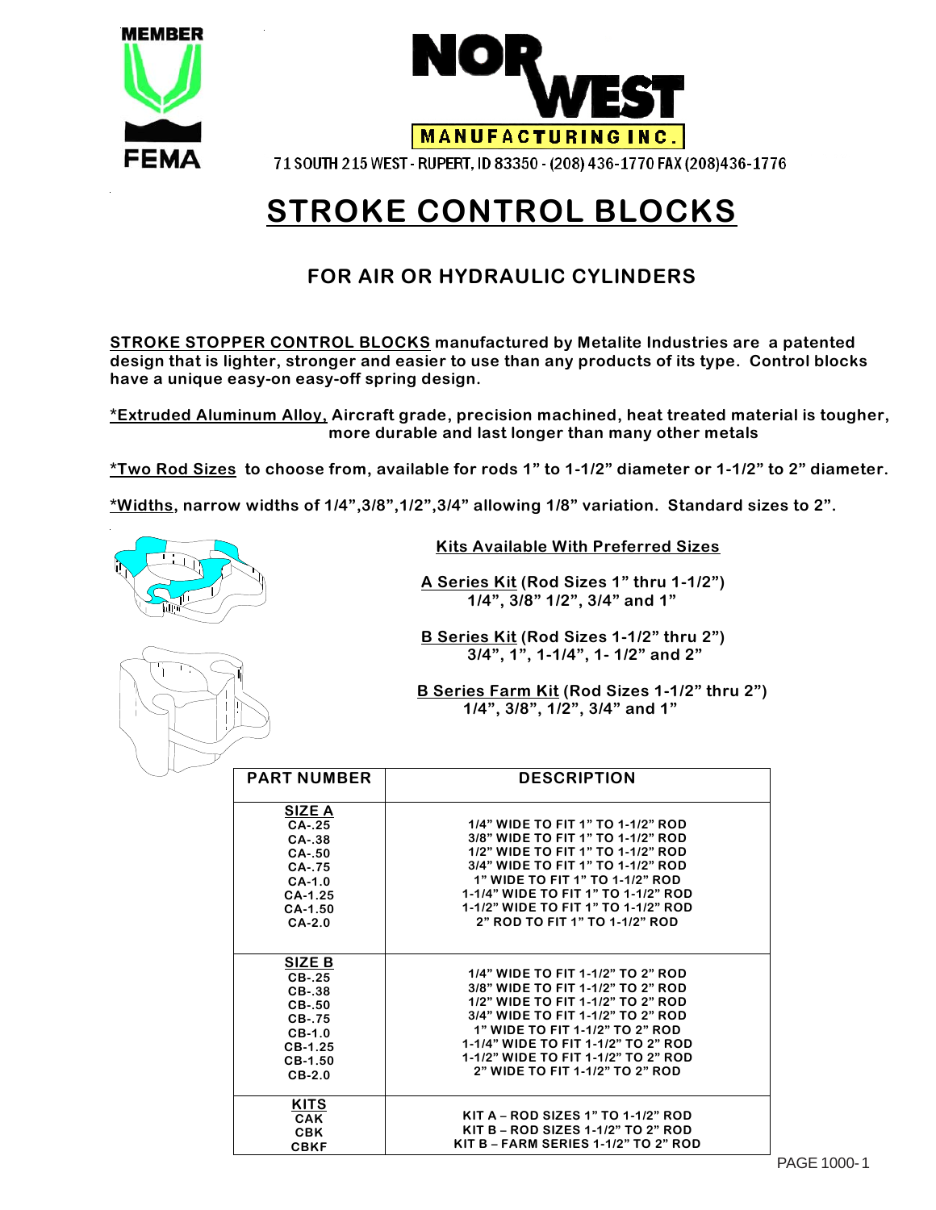MEMBER

FEMA

# NOR WEST MANUFACTURING INC.

71 SOUTH 215 WEST - RUPERT, ID 83350 - (208) 436-1770 FAX (208)436-1776

# STROKE CONTROL BLOCKS

## FOR AIR OR HYDRAULIC CYLINDERS

**STROKE STOPPER CONTROL BLOCKS manufactured by Metalite Industries are a patented design that is lighter, stronger and easier to use than any products of its type. Control blocks have a unique easy-on easy-off spring design.**

**\*Extruded Aluminum Alloy, Aircraft grade, precision machined, heat treated material is tougher, more durable and last longer than many other metals**

**\*Two Rod Sizes to choose from, available for rods 1" to 1-1/2" diameter or 1-1/2" to 2" diameter.**

**\*Widths, narrow widths of 1/4",3/8",1/2",3/4" allowing 1/8" variation. Standard sizes to 2".**

**Kits Available With Preferred Sizes**

**A Series Kit (Rod Sizes 1" thru 1-1/2")**
**1/4", 3/8" 1/2", 3/4" and 1"**

**B Series Kit (Rod Sizes 1-1/2" thru 2")**
**3/4", 1", 1-1/4", 1- 1/2" and 2"**

**B Series Farm Kit (Rod Sizes 1-1/2" thru 2")**
**1/4", 3/8", 1/2", 3/4" and 1"**

| PART NUMBER | DESCRIPTION |
|---|---|
| **SIZE A** | |
| CA-.25 | 1/4" WIDE TO FIT 1" TO 1-1/2" ROD |
| CA-.38 | 3/8" WIDE TO FIT 1" TO 1-1/2" ROD |
| CA-.50 | 1/2" WIDE TO FIT 1" TO 1-1/2" ROD |
| CA-.75 | 3/4" WIDE TO FIT 1" TO 1-1/2" ROD |
| CA-1.0 | 1" WIDE TO FIT 1" TO 1-1/2" ROD |
| CA-1.25 | 1-1/4" WIDE TO FIT 1" TO 1-1/2" ROD |
| CA-1.50 | 1-1/2" WIDE TO FIT 1" TO 1-1/2" ROD |
| CA-2.0 | 2" ROD TO FIT 1" TO 1-1/2" ROD |
| **SIZE B** | |
| CB-.25 | 1/4" WIDE TO FIT 1-1/2" TO 2" ROD |
| CB-.38 | 3/8" WIDE TO FIT 1-1/2" TO 2" ROD |
| CB-.50 | 1/2" WIDE TO FIT 1-1/2" TO 2" ROD |
| CB-.75 | 3/4" WIDE TO FIT 1-1/2" TO 2" ROD |
| CB-1.0 | 1" WIDE TO FIT 1-1/2" TO 2" ROD |
| CB-1.25 | 1-1/4" WIDE TO FIT 1-1/2" TO 2" ROD |
| CB-1.50 | 1-1/2" WIDE TO FIT 1-1/2" TO 2" ROD |
| CB-2.0 | 2" WIDE TO FIT 1-1/2" TO 2" ROD |
| **KITS** | |
| CAK | KIT A – ROD SIZES 1" TO 1-1/2" ROD |
| CBK | KIT B – ROD SIZES 1-1/2" TO 2" ROD |
| CBKF | KIT B – FARM SERIES 1-1/2" TO 2" ROD |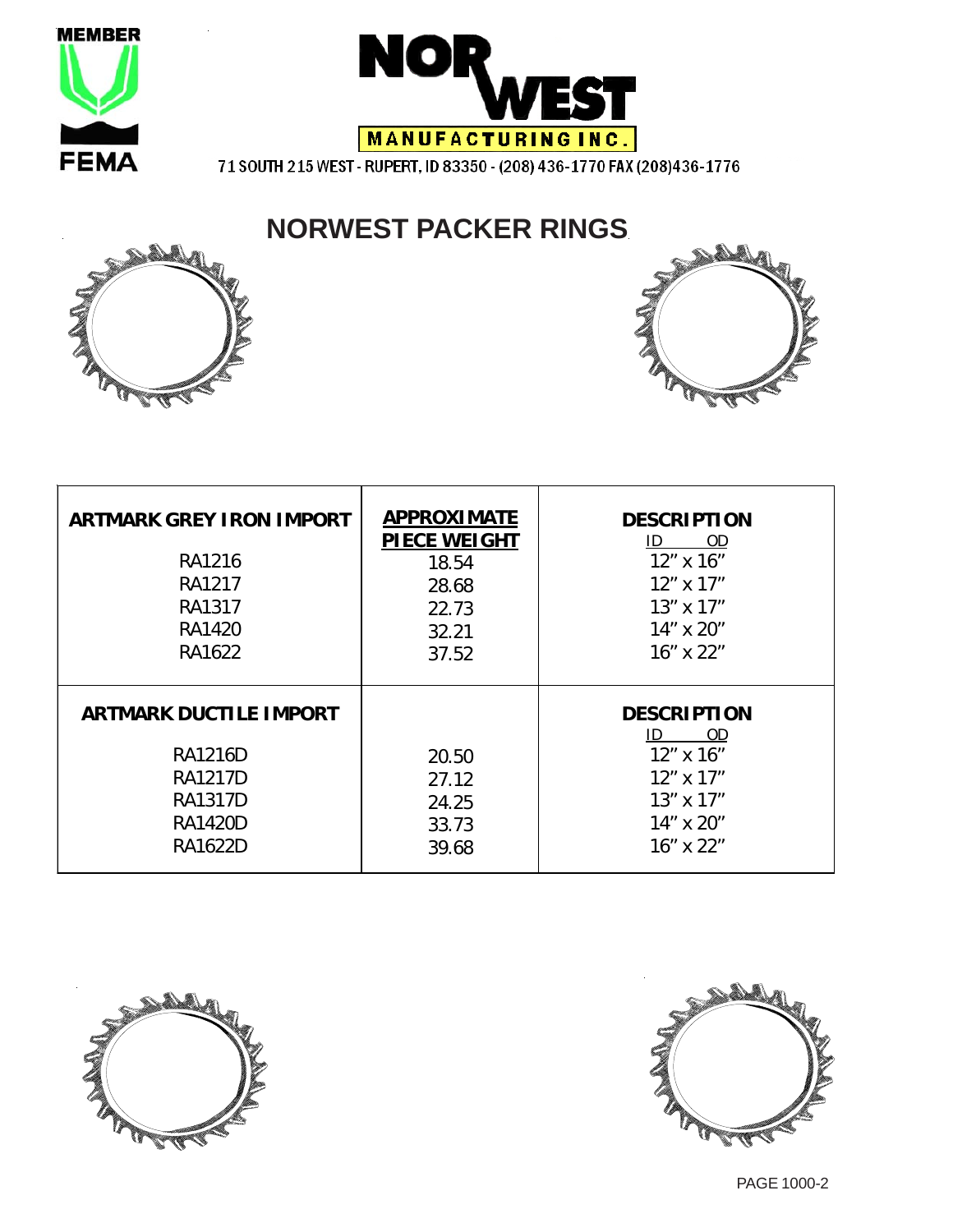MEMBER FEMA

# NORWEST MANUFACTURING INC.

71 SOUTH 215 WEST - RUPERT, ID 83350 - (208) 436-1770 FAX (208)436-1776

## NORWEST PACKER RINGS

| ARTMARK GREY IRON IMPORT | APPROXIMATE PIECE WEIGHT | DESCRIPTION ID OD |
|---|---|---|
| RA1216 | 18.54 | 12" x 16" |
| RA1217 | 28.68 | 12" x 17" |
| RA1317 | 22.73 | 13" x 17" |
| RA1420 | 32.21 | 14" x 20" |
| RA1622 | 37.52 | 16" x 22" |
| **ARTMARK DUCTILE IMPORT** | | **DESCRIPTION** ID OD |
| RA1216D | 20.50 | 12" x 16" |
| RA1217D | 27.12 | 12" x 17" |
| RA1317D | 24.25 | 13" x 17" |
| RA1420D | 33.73 | 14" x 20" |
| RA1622D | 39.68 | 16" x 22" |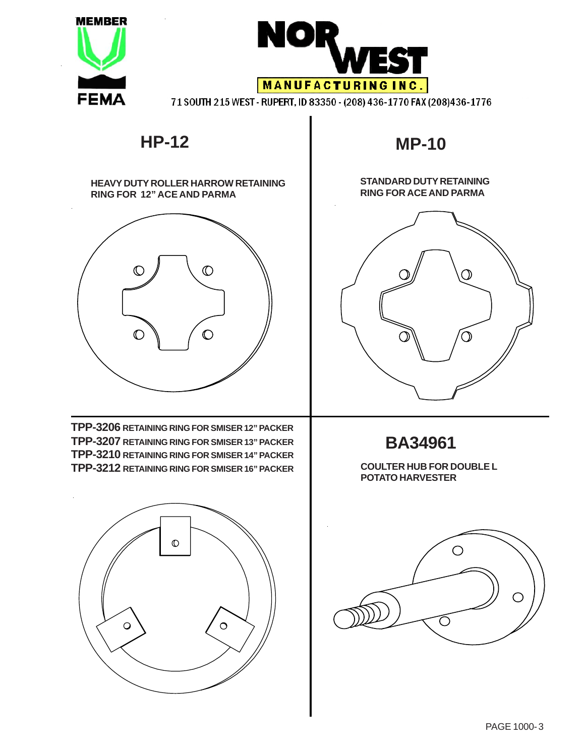MEMBER

FEMA

# NORWEST MANUFACTURING INC.

71 SOUTH 215 WEST - RUPERT, ID 83350 - (208) 436-1770 FAX (208)436-1776

## HP-12

**HEAVY DUTY ROLLER HARROW RETAINING RING FOR 12" ACE AND PARMA**

## MP-10

**STANDARD DUTY RETAINING RING FOR ACE AND PARMA**

**TPP-3206** RETAINING RING FOR SMISER 12" PACKER
**TPP-3207** RETAINING RING FOR SMISER 13" PACKER
**TPP-3210** RETAINING RING FOR SMISER 14" PACKER
**TPP-3212** RETAINING RING FOR SMISER 16" PACKER

## BA34961

**COULTER HUB FOR DOUBLE L POTATO HARVESTER**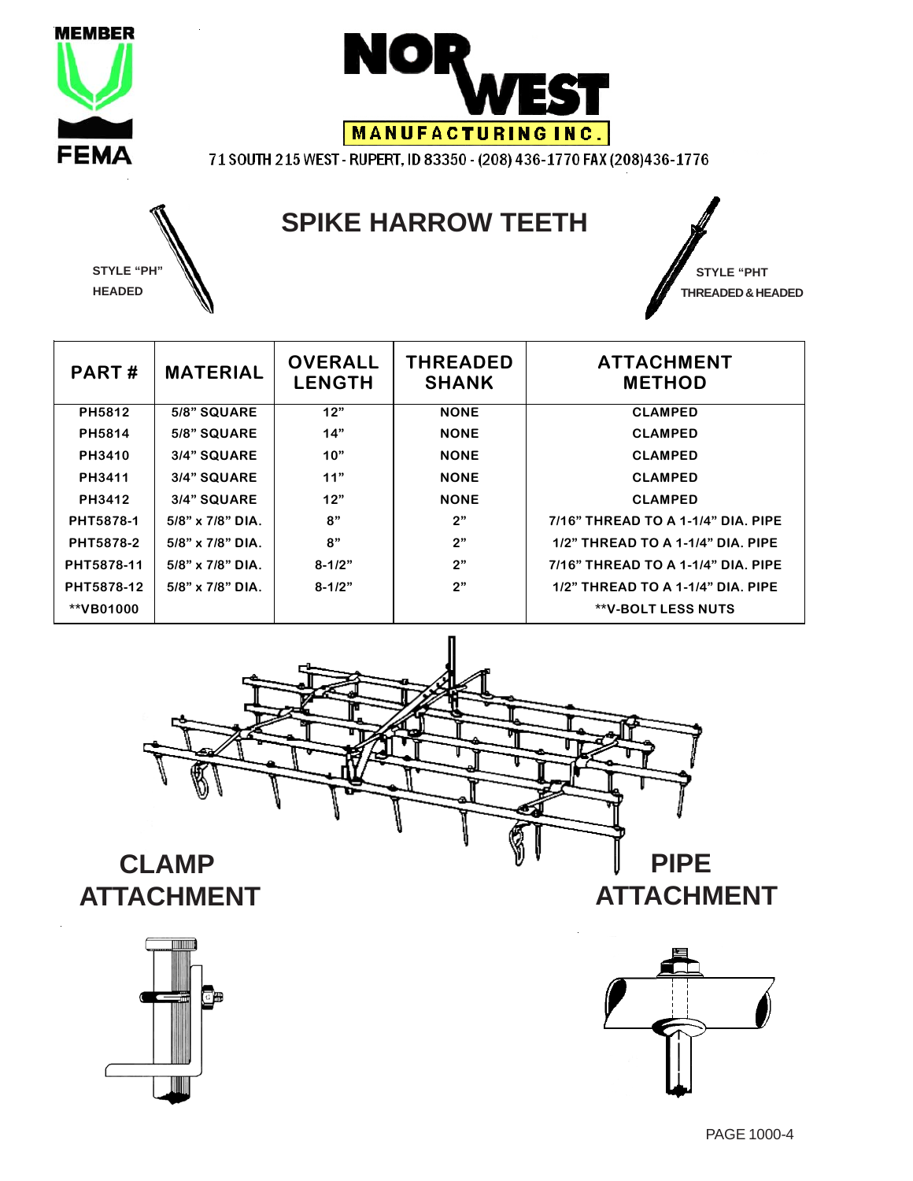MEMBER

FEMA

# NOR WEST MANUFACTURING INC.

71 SOUTH 215 WEST - RUPERT, ID 83350 - (208) 436-1770 FAX (208)436-1776

## SPIKE HARROW TEETH

STYLE "PH"
HEADED

STYLE "PHT
THREADED & HEADED

| PART # | MATERIAL | OVERALL LENGTH | THREADED SHANK | ATTACHMENT METHOD |
|---|---|---|---|---|
| PH5812 | 5/8" SQUARE | 12" | NONE | CLAMPED |
| PH5814 | 5/8" SQUARE | 14" | NONE | CLAMPED |
| PH3410 | 3/4" SQUARE | 10" | NONE | CLAMPED |
| PH3411 | 3/4" SQUARE | 11" | NONE | CLAMPED |
| PH3412 | 3/4" SQUARE | 12" | NONE | CLAMPED |
| PHT5878-1 | 5/8" x 7/8" DIA. | 8" | 2" | 7/16" THREAD TO A 1-1/4" DIA. PIPE |
| PHT5878-2 | 5/8" x 7/8" DIA. | 8" | 2" | 1/2" THREAD TO A 1-1/4" DIA. PIPE |
| PHT5878-11 | 5/8" x 7/8" DIA. | 8-1/2" | 2" | 7/16" THREAD TO A 1-1/4" DIA. PIPE |
| PHT5878-12 | 5/8" x 7/8" DIA. | 8-1/2" | 2" | 1/2" THREAD TO A 1-1/4" DIA. PIPE |
| **VB01000 | | | | **V-BOLT LESS NUTS |

**CLAMP ATTACHMENT**

**PIPE ATTACHMENT**